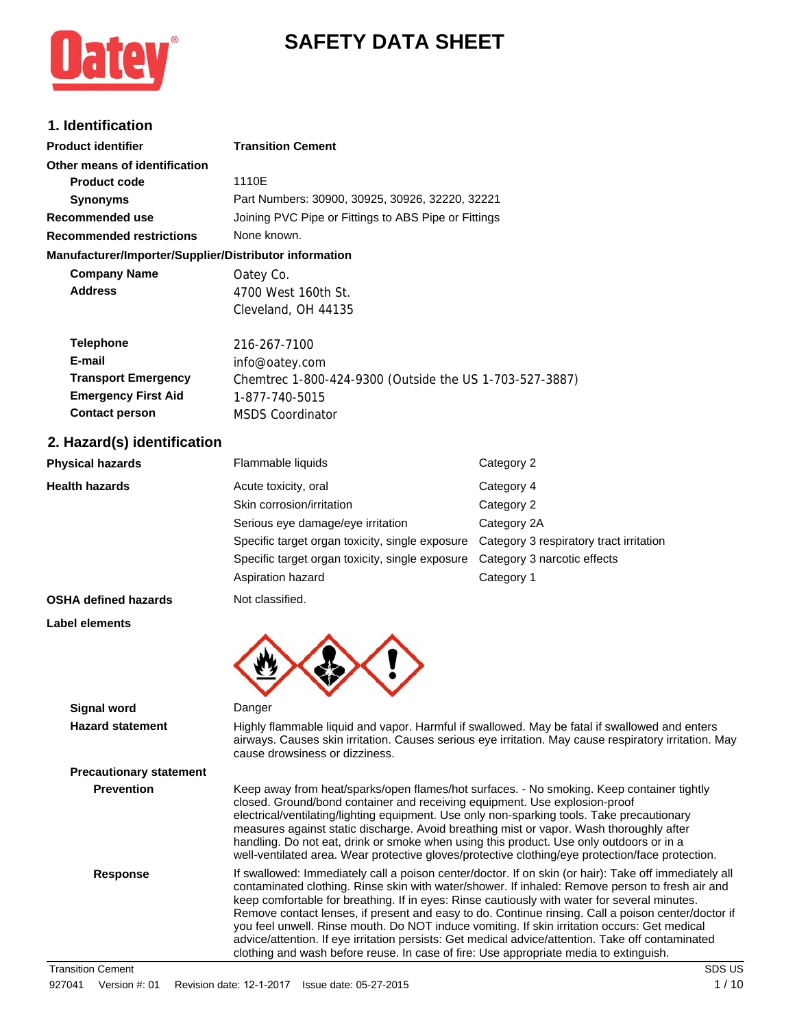# SAFETY DATA SHEET

## 1. Identification

| | |
|---|---|
| **Product identifier** | **Transition Cement** |
| **Other means of identification** | |
| **Product code** | 1110E |
| **Synonyms** | Part Numbers: 30900, 30925, 30926, 32220, 32221 |
| **Recommended use** | Joining PVC Pipe or Fittings to ABS Pipe or Fittings |
| **Recommended restrictions** | None known. |

**Manufacturer/Importer/Supplier/Distributor information**

| | |
|---|---|
| **Company Name** | Oatey Co. |
| **Address** | 4700 West 160th St.<br>Cleveland, OH 44135 |
| **Telephone** | 216-267-7100 |
| **E-mail** | info@oatey.com |
| **Transport Emergency** | Chemtrec 1-800-424-9300 (Outside the US 1-703-527-3887) |
| **Emergency First Aid** | 1-877-740-5015 |
| **Contact person** | MSDS Coordinator |

## 2. Hazard(s) identification

| | | |
|---|---|---|
| **Physical hazards** | Flammable liquids | Category 2 |
| **Health hazards** | Acute toxicity, oral | Category 4 |
| | Skin corrosion/irritation | Category 2 |
| | Serious eye damage/eye irritation | Category 2A |
| | Specific target organ toxicity, single exposure | Category 3 respiratory tract irritation |
| | Specific target organ toxicity, single exposure | Category 3 narcotic effects |
| | Aspiration hazard | Category 1 |
| **OSHA defined hazards** | Not classified. | |

**Label elements**

**Signal word** Danger

**Hazard statement** Highly flammable liquid and vapor. Harmful if swallowed. May be fatal if swallowed and enters airways. Causes skin irritation. Causes serious eye irritation. May cause respiratory irritation. May cause drowsiness or dizziness.

**Precautionary statement**

**Prevention** Keep away from heat/sparks/open flames/hot surfaces. - No smoking. Keep container tightly closed. Ground/bond container and receiving equipment. Use explosion-proof electrical/ventilating/lighting equipment. Use only non-sparking tools. Take precautionary measures against static discharge. Avoid breathing mist or vapor. Wash thoroughly after handling. Do not eat, drink or smoke when using this product. Use only outdoors or in a well-ventilated area. Wear protective gloves/protective clothing/eye protection/face protection.

**Response** If swallowed: Immediately call a poison center/doctor. If on skin (or hair): Take off immediately all contaminated clothing. Rinse skin with water/shower. If inhaled: Remove person to fresh air and keep comfortable for breathing. If in eyes: Rinse cautiously with water for several minutes. Remove contact lenses, if present and easy to do. Continue rinsing. Call a poison center/doctor if you feel unwell. Rinse mouth. Do NOT induce vomiting. If skin irritation occurs: Get medical advice/attention. If eye irritation persists: Get medical advice/attention. Take off contaminated clothing and wash before reuse. In case of fire: Use appropriate media to extinguish.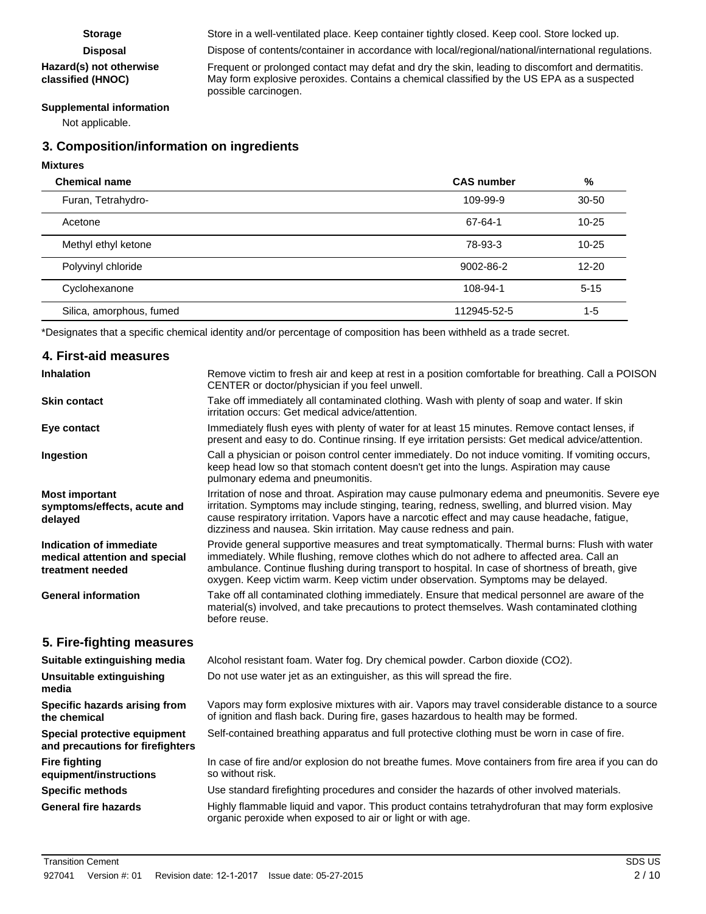**Storage** Store in a well-ventilated place. Keep container tightly closed. Keep cool. Store locked up.

**Disposal** Dispose of contents/container in accordance with local/regional/national/international regulations.

**Hazard(s) not otherwise classified (HNOC)** Frequent or prolonged contact may defat and dry the skin, leading to discomfort and dermatitis. May form explosive peroxides. Contains a chemical classified by the US EPA as a suspected possible carcinogen.

**Supplemental information**

Not applicable.

## 3. Composition/information on ingredients

**Mixtures**

| Chemical name | CAS number | % |
|---|---|---|
| Furan, Tetrahydro- | 109-99-9 | 30-50 |
| Acetone | 67-64-1 | 10-25 |
| Methyl ethyl ketone | 78-93-3 | 10-25 |
| Polyvinyl chloride | 9002-86-2 | 12-20 |
| Cyclohexanone | 108-94-1 | 5-15 |
| Silica, amorphous, fumed | 112945-52-5 | 1-5 |

*Designates that a specific chemical identity and/or percentage of composition has been withheld as a trade secret.

## 4. First-aid measures

**Inhalation** Remove victim to fresh air and keep at rest in a position comfortable for breathing. Call a POISON CENTER or doctor/physician if you feel unwell.

**Skin contact** Take off immediately all contaminated clothing. Wash with plenty of soap and water. If skin irritation occurs: Get medical advice/attention.

**Eye contact** Immediately flush eyes with plenty of water for at least 15 minutes. Remove contact lenses, if present and easy to do. Continue rinsing. If eye irritation persists: Get medical advice/attention.

**Ingestion** Call a physician or poison control center immediately. Do not induce vomiting. If vomiting occurs, keep head low so that stomach content doesn't get into the lungs. Aspiration may cause pulmonary edema and pneumonitis.

**Most important symptoms/effects, acute and delayed** Irritation of nose and throat. Aspiration may cause pulmonary edema and pneumonitis. Severe eye irritation. Symptoms may include stinging, tearing, redness, swelling, and blurred vision. May cause respiratory irritation. Vapors have a narcotic effect and may cause headache, fatigue, dizziness and nausea. Skin irritation. May cause redness and pain.

**Indication of immediate medical attention and special treatment needed** Provide general supportive measures and treat symptomatically. Thermal burns: Flush with water immediately. While flushing, remove clothes which do not adhere to affected area. Call an ambulance. Continue flushing during transport to hospital. In case of shortness of breath, give oxygen. Keep victim warm. Keep victim under observation. Symptoms may be delayed.

**General information** Take off all contaminated clothing immediately. Ensure that medical personnel are aware of the material(s) involved, and take precautions to protect themselves. Wash contaminated clothing before reuse.

## 5. Fire-fighting measures

**Suitable extinguishing media** Alcohol resistant foam. Water fog. Dry chemical powder. Carbon dioxide ($CO_2$).

**Unsuitable extinguishing media** Do not use water jet as an extinguisher, as this will spread the fire.

**Specific hazards arising from the chemical** Vapors may form explosive mixtures with air. Vapors may travel considerable distance to a source of ignition and flash back. During fire, gases hazardous to health may be formed.

**Special protective equipment and precautions for firefighters** Self-contained breathing apparatus and full protective clothing must be worn in case of fire.

**Fire fighting equipment/instructions** In case of fire and/or explosion do not breathe fumes. Move containers from fire area if you can do so without risk.

**Specific methods** Use standard firefighting procedures and consider the hazards of other involved materials.

**General fire hazards** Highly flammable liquid and vapor. This product contains tetrahydrofuran that may form explosive organic peroxide when exposed to air or light or with age.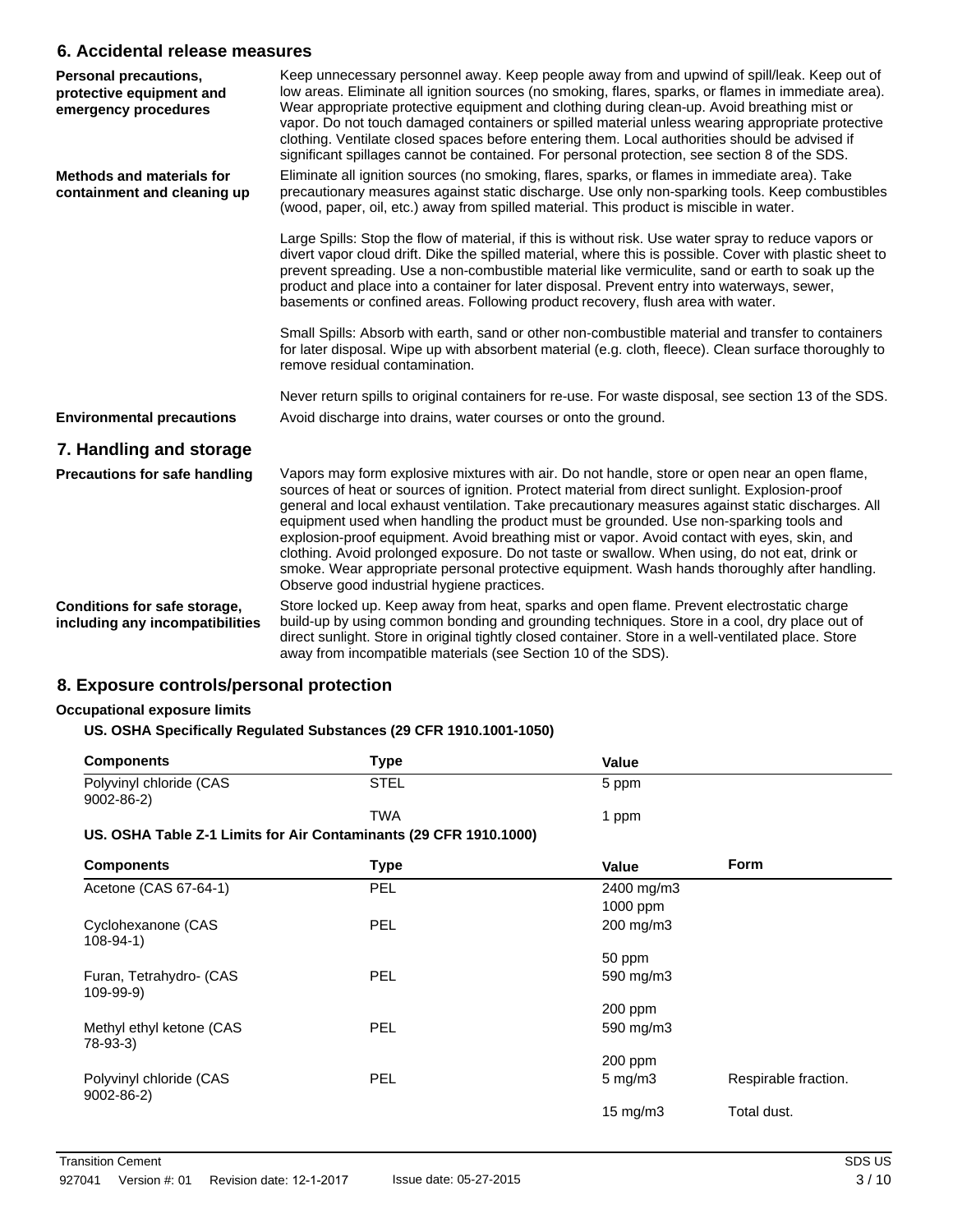## 6. Accidental release measures

**Personal precautions, protective equipment and emergency procedures**

Keep unnecessary personnel away. Keep people away from and upwind of spill/leak. Keep out of low areas. Eliminate all ignition sources (no smoking, flares, sparks, or flames in immediate area). Wear appropriate protective equipment and clothing during clean-up. Avoid breathing mist or vapor. Do not touch damaged containers or spilled material unless wearing appropriate protective clothing. Ventilate closed spaces before entering them. Local authorities should be advised if significant spillages cannot be contained. For personal protection, see section 8 of the SDS.

**Methods and materials for containment and cleaning up**

Eliminate all ignition sources (no smoking, flares, sparks, or flames in immediate area). Take precautionary measures against static discharge. Use only non-sparking tools. Keep combustibles (wood, paper, oil, etc.) away from spilled material. This product is miscible in water.

Large Spills: Stop the flow of material, if this is without risk. Use water spray to reduce vapors or divert vapor cloud drift. Dike the spilled material, where this is possible. Cover with plastic sheet to prevent spreading. Use a non-combustible material like vermiculite, sand or earth to soak up the product and place into a container for later disposal. Prevent entry into waterways, sewer, basements or confined areas. Following product recovery, flush area with water.

Small Spills: Absorb with earth, sand or other non-combustible material and transfer to containers for later disposal. Wipe up with absorbent material (e.g. cloth, fleece). Clean surface thoroughly to remove residual contamination.

Never return spills to original containers for re-use. For waste disposal, see section 13 of the SDS.

**Environmental precautions**

Avoid discharge into drains, water courses or onto the ground.

## 7. Handling and storage

**Precautions for safe handling**

Vapors may form explosive mixtures with air. Do not handle, store or open near an open flame, sources of heat or sources of ignition. Protect material from direct sunlight. Explosion-proof general and local exhaust ventilation. Take precautionary measures against static discharges. All equipment used when handling the product must be grounded. Use non-sparking tools and explosion-proof equipment. Avoid breathing mist or vapor. Avoid contact with eyes, skin, and clothing. Avoid prolonged exposure. Do not taste or swallow. When using, do not eat, drink or smoke. Wear appropriate personal protective equipment. Wash hands thoroughly after handling. Observe good industrial hygiene practices.

**Conditions for safe storage, including any incompatibilities**

Store locked up. Keep away from heat, sparks and open flame. Prevent electrostatic charge build-up by using common bonding and grounding techniques. Store in a cool, dry place out of direct sunlight. Store in original tightly closed container. Store in a well-ventilated place. Store away from incompatible materials (see Section 10 of the SDS).

## 8. Exposure controls/personal protection

**Occupational exposure limits**

**US. OSHA Specifically Regulated Substances (29 CFR 1910.1001-1050)**

| Components | Type | Value |
|---|---|---|
| Polyvinyl chloride (CAS 9002-86-2) | STEL | 5 ppm |
| | TWA | 1 ppm |

**US. OSHA Table Z-1 Limits for Air Contaminants (29 CFR 1910.1000)**

| Components | Type | Value | Form |
|---|---|---|---|
| Acetone (CAS 67-64-1) | PEL | 2400 mg/m3 | |
| | | 1000 ppm | |
| Cyclohexanone (CAS 108-94-1) | PEL | 200 mg/m3 | |
| | | 50 ppm | |
| Furan, Tetrahydro- (CAS 109-99-9) | PEL | 590 mg/m3 | |
| | | 200 ppm | |
| Methyl ethyl ketone (CAS 78-93-3) | PEL | 590 mg/m3 | |
| | | 200 ppm | |
| Polyvinyl chloride (CAS 9002-86-2) | PEL | 5 mg/m3 | Respirable fraction. |
| | | 15 mg/m3 | Total dust. |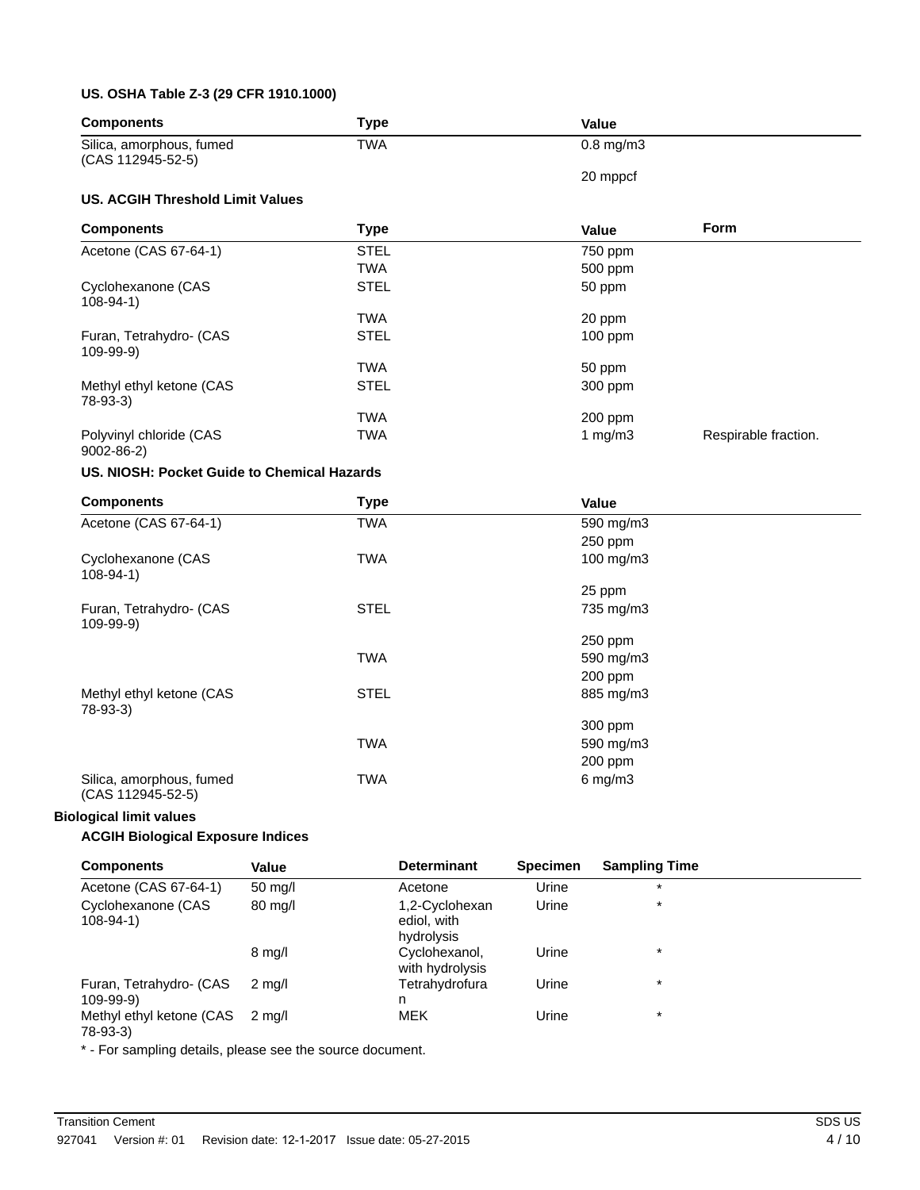**US. OSHA Table Z-3 (29 CFR 1910.1000)**

| Components | Type | Value |
| --- | --- | --- |
| Silica, amorphous, fumed (CAS 112945-52-5) | TWA | 0.8 mg/m3 |
| | | 20 mppcf |

**US. ACGIH Threshold Limit Values**

| Components | Type | Value | Form |
| --- | --- | --- | --- |
| Acetone (CAS 67-64-1) | STEL | 750 ppm | |
| | TWA | 500 ppm | |
| Cyclohexanone (CAS 108-94-1) | STEL | 50 ppm | |
| | TWA | 20 ppm | |
| Furan, Tetrahydro- (CAS 109-99-9) | STEL | 100 ppm | |
| | TWA | 50 ppm | |
| Methyl ethyl ketone (CAS 78-93-3) | STEL | 300 ppm | |
| | TWA | 200 ppm | |
| Polyvinyl chloride (CAS 9002-86-2) | TWA | 1 mg/m3 | Respirable fraction. |

**US. NIOSH: Pocket Guide to Chemical Hazards**

| Components | Type | Value |
| --- | --- | --- |
| Acetone (CAS 67-64-1) | TWA | 590 mg/m3 |
| | | 250 ppm |
| Cyclohexanone (CAS 108-94-1) | TWA | 100 mg/m3 |
| | | 25 ppm |
| Furan, Tetrahydro- (CAS 109-99-9) | STEL | 735 mg/m3 |
| | | 250 ppm |
| | TWA | 590 mg/m3 |
| | | 200 ppm |
| Methyl ethyl ketone (CAS 78-93-3) | STEL | 885 mg/m3 |
| | | 300 ppm |
| | TWA | 590 mg/m3 |
| | | 200 ppm |
| Silica, amorphous, fumed (CAS 112945-52-5) | TWA | 6 mg/m3 |

**Biological limit values**

**ACGIH Biological Exposure Indices**

| Components | Value | Determinant | Specimen | Sampling Time |
| --- | --- | --- | --- | --- |
| Acetone (CAS 67-64-1) | 50 mg/l | Acetone | Urine | * |
| Cyclohexanone (CAS 108-94-1) | 80 mg/l | 1,2-Cyclohexanediol, with hydrolysis | Urine | * |
| | 8 mg/l | Cyclohexanol, with hydrolysis | Urine | * |
| Furan, Tetrahydro- (CAS 109-99-9) | 2 mg/l | Tetrahydrofuran | Urine | * |
| Methyl ethyl ketone (CAS 78-93-3) | 2 mg/l | MEK | Urine | * |

* - For sampling details, please see the source document.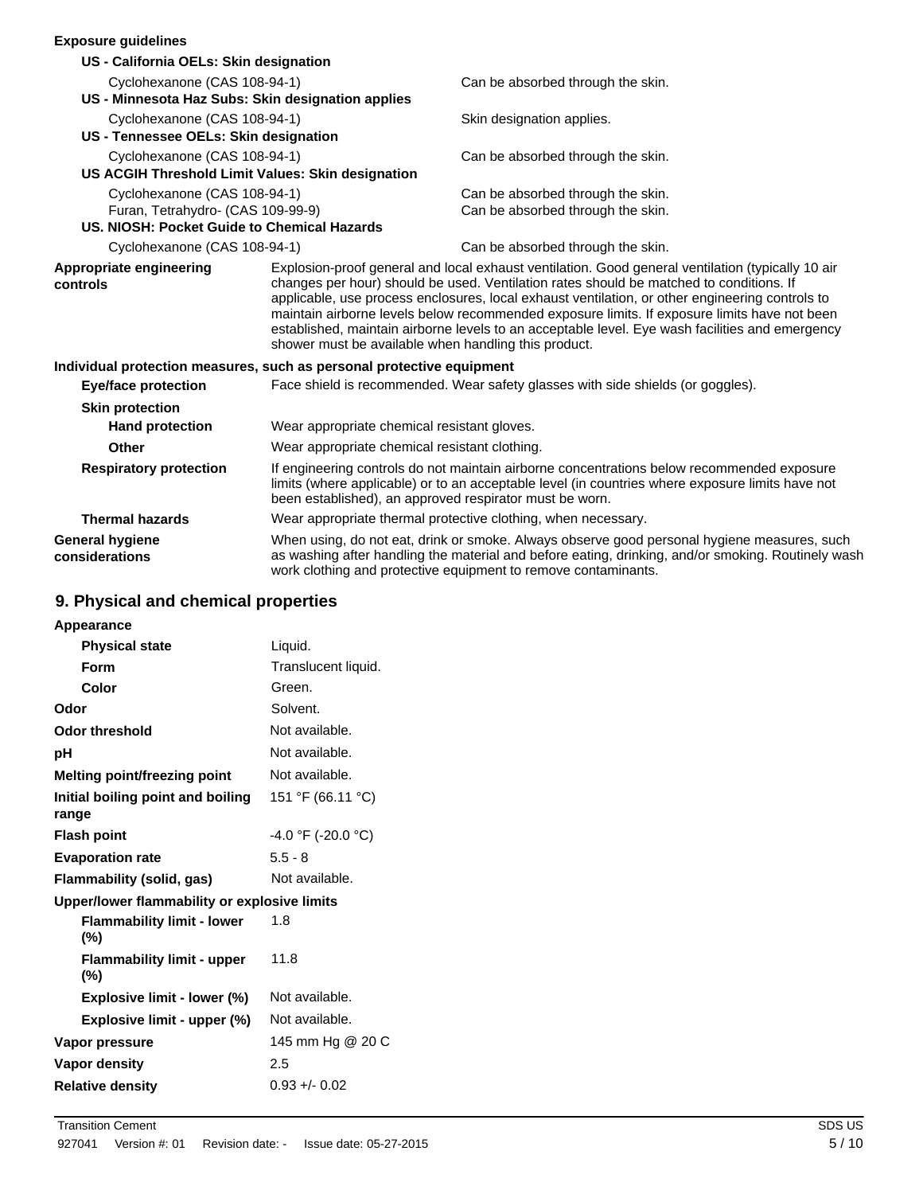**Exposure guidelines**

| | |
|---|---|
| **US - California OELs: Skin designation** | |
| Cyclohexanone (CAS 108-94-1) | Can be absorbed through the skin. |
| **US - Minnesota Haz Subs: Skin designation applies** | |
| Cyclohexanone (CAS 108-94-1) | Skin designation applies. |
| **US - Tennessee OELs: Skin designation** | |
| Cyclohexanone (CAS 108-94-1) | Can be absorbed through the skin. |
| **US ACGIH Threshold Limit Values: Skin designation** | |
| Cyclohexanone (CAS 108-94-1) | Can be absorbed through the skin. |
| Furan, Tetrahydro- (CAS 109-99-9) | Can be absorbed through the skin. |
| **US. NIOSH: Pocket Guide to Chemical Hazards** | |
| Cyclohexanone (CAS 108-94-1) | Can be absorbed through the skin. |

**Appropriate engineering controls** Explosion-proof general and local exhaust ventilation. Good general ventilation (typically 10 air changes per hour) should be used. Ventilation rates should be matched to conditions. If applicable, use process enclosures, local exhaust ventilation, or other engineering controls to maintain airborne levels below recommended exposure limits. If exposure limits have not been established, maintain airborne levels to an acceptable level. Eye wash facilities and emergency shower must be available when handling this product.

**Individual protection measures, such as personal protective equipment**

**Eye/face protection** Face shield is recommended. Wear safety glasses with side shields (or goggles).

**Skin protection**

**Hand protection** Wear appropriate chemical resistant gloves.

**Other** Wear appropriate chemical resistant clothing.

**Respiratory protection** If engineering controls do not maintain airborne concentrations below recommended exposure limits (where applicable) or to an acceptable level (in countries where exposure limits have not been established), an approved respirator must be worn.

**Thermal hazards** Wear appropriate thermal protective clothing, when necessary.

**General hygiene considerations** When using, do not eat, drink or smoke. Always observe good personal hygiene measures, such as washing after handling the material and before eating, drinking, and/or smoking. Routinely wash work clothing and protective equipment to remove contaminants.

## 9. Physical and chemical properties

| | |
|---|---|
| **Appearance** | |
| **Physical state** | Liquid. |
| **Form** | Translucent liquid. |
| **Color** | Green. |
| **Odor** | Solvent. |
| **Odor threshold** | Not available. |
| **pH** | Not available. |
| **Melting point/freezing point** | Not available. |
| **Initial boiling point and boiling range** | 151 °F (66.11 °C) |
| **Flash point** | -4.0 °F (-20.0 °C) |
| **Evaporation rate** | 5.5 - 8 |
| **Flammability (solid, gas)** | Not available. |
| **Upper/lower flammability or explosive limits** | |
| **Flammability limit - lower (%)** | 1.8 |
| **Flammability limit - upper (%)** | 11.8 |
| **Explosive limit - lower (%)** | Not available. |
| **Explosive limit - upper (%)** | Not available. |
| **Vapor pressure** | 145 mm Hg @ 20 C |
| **Vapor density** | 2.5 |
| **Relative density** | 0.93 +/- 0.02 |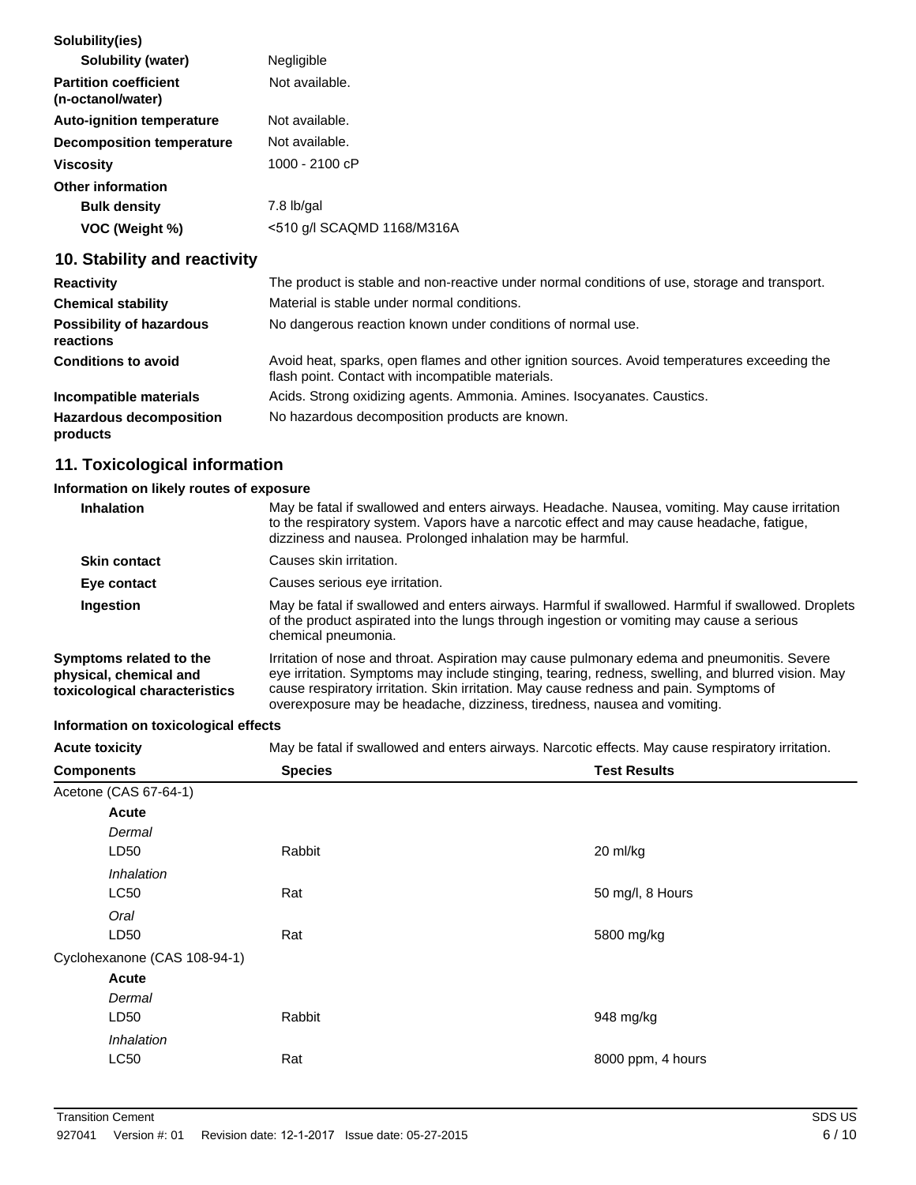**Solubility(ies)**

| | |
|---|---|
| **Solubility (water)** | Negligible |
| **Partition coefficient (n-octanol/water)** | Not available. |
| **Auto-ignition temperature** | Not available. |
| **Decomposition temperature** | Not available. |
| **Viscosity** | 1000 - 2100 cP |

**Other information**

| | |
|---|---|
| **Bulk density** | 7.8 lb/gal |
| **VOC (Weight %)** | <510 g/l SCAQMD 1168/M316A |

## 10. Stability and reactivity

| | |
|---|---|
| **Reactivity** | The product is stable and non-reactive under normal conditions of use, storage and transport. |
| **Chemical stability** | Material is stable under normal conditions. |
| **Possibility of hazardous reactions** | No dangerous reaction known under conditions of normal use. |
| **Conditions to avoid** | Avoid heat, sparks, open flames and other ignition sources. Avoid temperatures exceeding the flash point. Contact with incompatible materials. |
| **Incompatible materials** | Acids. Strong oxidizing agents. Ammonia. Amines. Isocyanates. Caustics. |
| **Hazardous decomposition products** | No hazardous decomposition products are known. |

## 11. Toxicological information

**Information on likely routes of exposure**

| | |
|---|---|
| **Inhalation** | May be fatal if swallowed and enters airways. Headache. Nausea, vomiting. May cause irritation to the respiratory system. Vapors have a narcotic effect and may cause headache, fatigue, dizziness and nausea. Prolonged inhalation may be harmful. |
| **Skin contact** | Causes skin irritation. |
| **Eye contact** | Causes serious eye irritation. |
| **Ingestion** | May be fatal if swallowed and enters airways. Harmful if swallowed. Harmful if swallowed. Droplets of the product aspirated into the lungs through ingestion or vomiting may cause a serious chemical pneumonia. |
| **Symptoms related to the physical, chemical and toxicological characteristics** | Irritation of nose and throat. Aspiration may cause pulmonary edema and pneumonitis. Severe eye irritation. Symptoms may include stinging, tearing, redness, swelling, and blurred vision. May cause respiratory irritation. Skin irritation. May cause redness and pain. Symptoms of overexposure may be headache, dizziness, tiredness, nausea and vomiting. |

**Information on toxicological effects**

**Acute toxicity** May be fatal if swallowed and enters airways. Narcotic effects. May cause respiratory irritation.

| Components | Species | Test Results |
|---|---|---|
| Acetone (CAS 67-64-1) | | |
| **Acute** | | |
| *Dermal* | | |
| LD50 | Rabbit | 20 ml/kg |
| *Inhalation* | | |
| LC50 | Rat | 50 mg/l, 8 Hours |
| *Oral* | | |
| LD50 | Rat | 5800 mg/kg |
| Cyclohexanone (CAS 108-94-1) | | |
| **Acute** | | |
| *Dermal* | | |
| LD50 | Rabbit | 948 mg/kg |
| *Inhalation* | | |
| LC50 | Rat | 8000 ppm, 4 hours |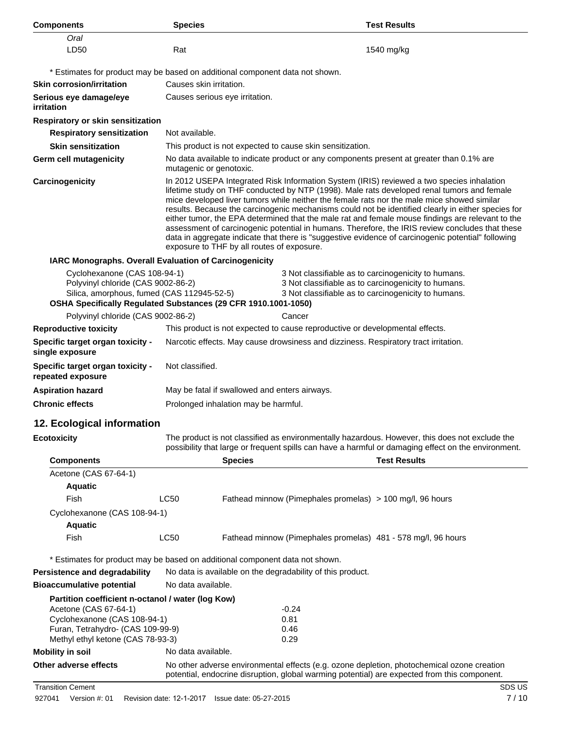| Components | Species | Test Results |
| --- | --- | --- |
| *Oral* | | |
| LD50 | Rat | 1540 mg/kg |

* Estimates for product may be based on additional component data not shown.

**Skin corrosion/irritation** Causes skin irritation.

**Serious eye damage/eye irritation** Causes serious eye irritation.

**Respiratory or skin sensitization**

**Respiratory sensitization** Not available.

**Skin sensitization** This product is not expected to cause skin sensitization.

**Germ cell mutagenicity** No data available to indicate product or any components present at greater than 0.1% are mutagenic or genotoxic.

**Carcinogenicity** In 2012 USEPA Integrated Risk Information System (IRIS) reviewed a two species inhalation lifetime study on THF conducted by NTP (1998). Male rats developed renal tumors and female mice developed liver tumors while neither the female rats nor the male mice showed similar results. Because the carcinogenic mechanisms could not be identified clearly in either species for either tumor, the EPA determined that the male rat and female mouse findings are relevant to the assessment of carcinogenic potential in humans. Therefore, the IRIS review concludes that these data in aggregate indicate that there is "suggestive evidence of carcinogenic potential" following exposure to THF by all routes of exposure.

**IARC Monographs. Overall Evaluation of Carcinogenicity**

| | |
| --- | --- |
| Cyclohexanone (CAS 108-94-1) | 3 Not classifiable as to carcinogenicity to humans. |
| Polyvinyl chloride (CAS 9002-86-2) | 3 Not classifiable as to carcinogenicity to humans. |
| Silica, amorphous, fumed (CAS 112945-52-5) | 3 Not classifiable as to carcinogenicity to humans. |

**OSHA Specifically Regulated Substances (29 CFR 1910.1001-1050)**

| | |
| --- | --- |
| Polyvinyl chloride (CAS 9002-86-2) | Cancer |

**Reproductive toxicity** This product is not expected to cause reproductive or developmental effects.

**Specific target organ toxicity - single exposure** Narcotic effects. May cause drowsiness and dizziness. Respiratory tract irritation.

**Specific target organ toxicity - repeated exposure** Not classified.

**Aspiration hazard** May be fatal if swallowed and enters airways.

**Chronic effects** Prolonged inhalation may be harmful.

## 12. Ecological information

**Ecotoxicity** The product is not classified as environmentally hazardous. However, this does not exclude the possibility that large or frequent spills can have a harmful or damaging effect on the environment.

| Components | | Species | Test Results |
| --- | --- | --- | --- |
| Acetone (CAS 67-64-1) | | | |
| **Aquatic** | | | |
| Fish | LC50 | Fathead minnow (Pimephales promelas) | > 100 mg/l, 96 hours |
| Cyclohexanone (CAS 108-94-1) | | | |
| **Aquatic** | | | |
| Fish | LC50 | Fathead minnow (Pimephales promelas) | 481 - 578 mg/l, 96 hours |

* Estimates for product may be based on additional component data not shown.

**Persistence and degradability** No data is available on the degradability of this product.

**Bioaccumulative potential** No data available.

**Partition coefficient n-octanol / water (log Kow)**

| | |
| --- | --- |
| Acetone (CAS 67-64-1) | -0.24 |
| Cyclohexanone (CAS 108-94-1) | 0.81 |
| Furan, Tetrahydro- (CAS 109-99-9) | 0.46 |
| Methyl ethyl ketone (CAS 78-93-3) | 0.29 |

**Mobility in soil** No data available.

**Other adverse effects** No other adverse environmental effects (e.g. ozone depletion, photochemical ozone creation potential, endocrine disruption, global warming potential) are expected from this component.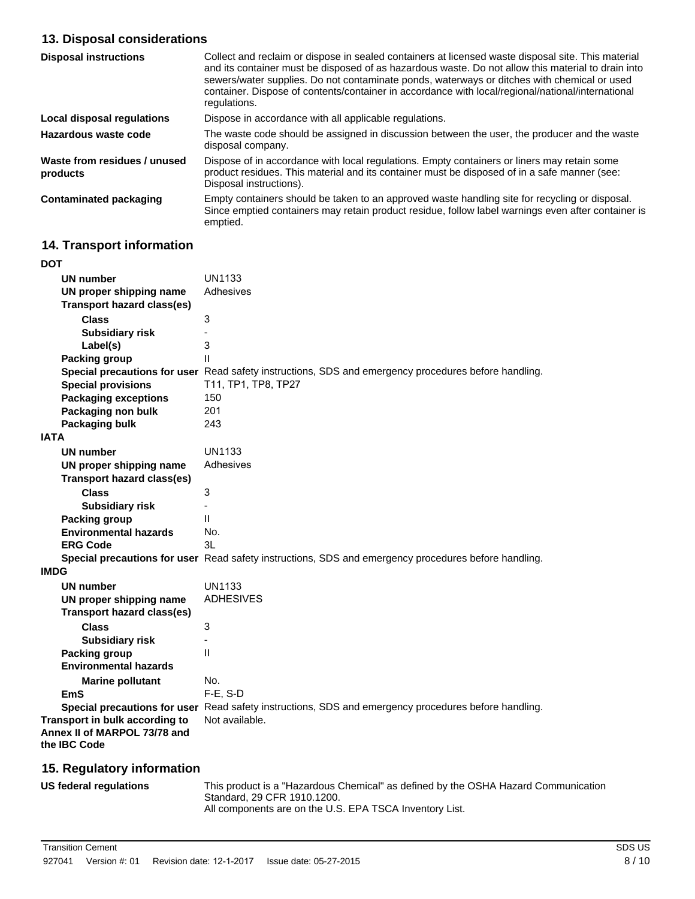## 13. Disposal considerations

| | |
|---|---|
| **Disposal instructions** | Collect and reclaim or dispose in sealed containers at licensed waste disposal site. This material and its container must be disposed of as hazardous waste. Do not allow this material to drain into sewers/water supplies. Do not contaminate ponds, waterways or ditches with chemical or used container. Dispose of contents/container in accordance with local/regional/national/international regulations. |
| **Local disposal regulations** | Dispose in accordance with all applicable regulations. |
| **Hazardous waste code** | The waste code should be assigned in discussion between the user, the producer and the waste disposal company. |
| **Waste from residues / unused products** | Dispose of in accordance with local regulations. Empty containers or liners may retain some product residues. This material and its container must be disposed of in a safe manner (see: Disposal instructions). |
| **Contaminated packaging** | Empty containers should be taken to an approved waste handling site for recycling or disposal. Since emptied containers may retain product residue, follow label warnings even after container is emptied. |

## 14. Transport information

**DOT**

| | |
|---|---|
| **UN number** | UN1133 |
| **UN proper shipping name** | Adhesives |
| **Transport hazard class(es)** | |
| **Class** | 3 |
| **Subsidiary risk** | - |
| **Label(s)** | 3 |
| **Packing group** | II |
| **Special precautions for user** | Read safety instructions, SDS and emergency procedures before handling. |
| **Special provisions** | T11, TP1, TP8, TP27 |
| **Packaging exceptions** | 150 |
| **Packaging non bulk** | 201 |
| **Packaging bulk** | 243 |

**IATA**

| | |
|---|---|
| **UN number** | UN1133 |
| **UN proper shipping name** | Adhesives |
| **Transport hazard class(es)** | |
| **Class** | 3 |
| **Subsidiary risk** | - |
| **Packing group** | II |
| **Environmental hazards** | No. |
| **ERG Code** | 3L |
| **Special precautions for user** | Read safety instructions, SDS and emergency procedures before handling. |

**IMDG**

| | |
|---|---|
| **UN number** | UN1133 |
| **UN proper shipping name** | ADHESIVES |
| **Transport hazard class(es)** | |
| **Class** | 3 |
| **Subsidiary risk** | - |
| **Packing group** | II |
| **Environmental hazards** | |
| **Marine pollutant** | No. |
| **EmS** | F-E, S-D |
| **Special precautions for user** | Read safety instructions, SDS and emergency procedures before handling. |

| | |
|---|---|
| **Transport in bulk according to Annex II of MARPOL 73/78 and the IBC Code** | Not available. |

## 15. Regulatory information

| | |
|---|---|
| **US federal regulations** | This product is a "Hazardous Chemical" as defined by the OSHA Hazard Communication Standard, 29 CFR 1910.1200.<br>All components are on the U.S. EPA TSCA Inventory List. |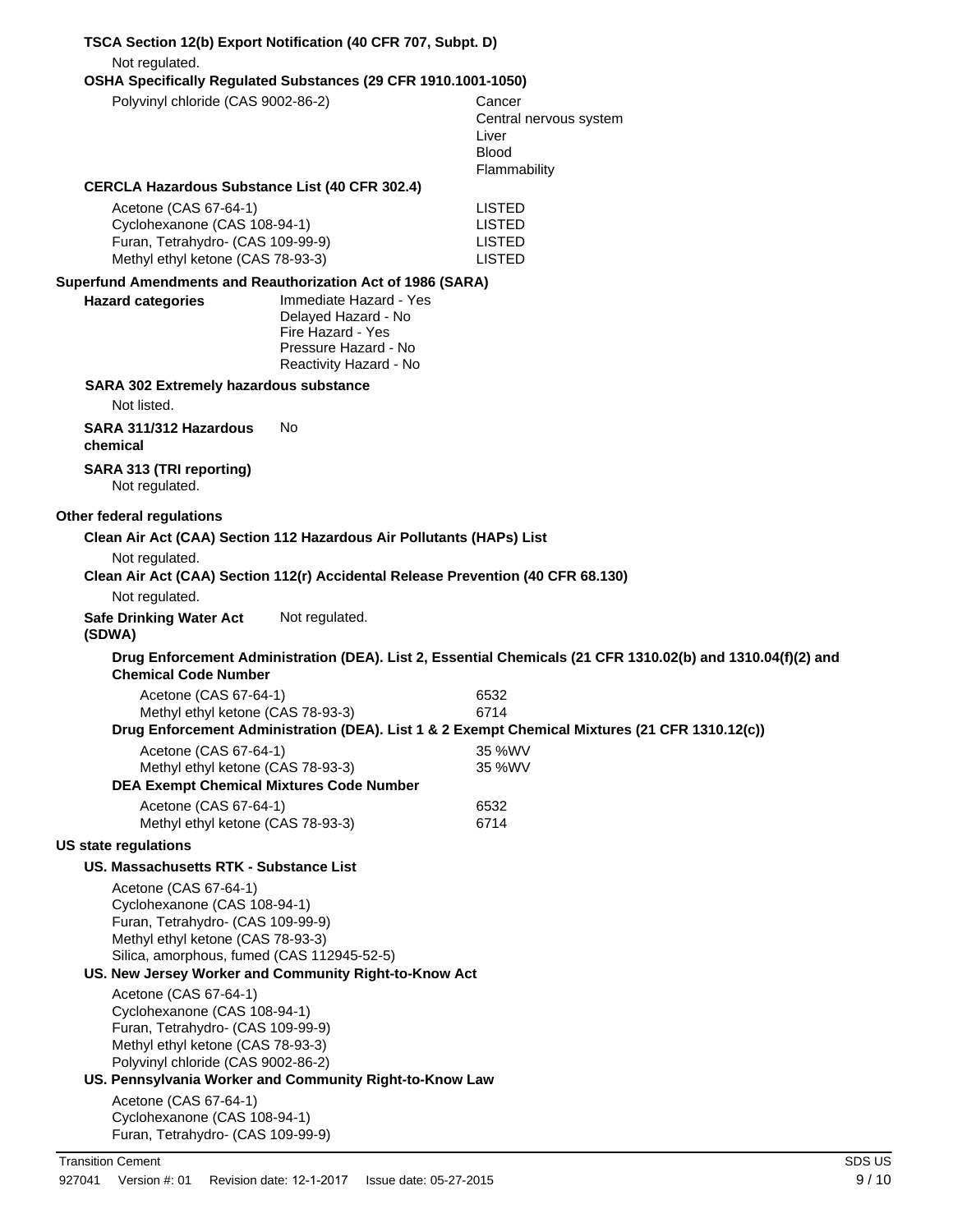**TSCA Section 12(b) Export Notification (40 CFR 707, Subpt. D)**

Not regulated.

**OSHA Specifically Regulated Substances (29 CFR 1910.1001-1050)**

| | |
|---|---|
| Polyvinyl chloride (CAS 9002-86-2) | Cancer<br>Central nervous system<br>Liver<br>Blood<br>Flammability |

**CERCLA Hazardous Substance List (40 CFR 302.4)**

| | |
|---|---|
| Acetone (CAS 67-64-1) | LISTED |
| Cyclohexanone (CAS 108-94-1) | LISTED |
| Furan, Tetrahydro- (CAS 109-99-9) | LISTED |
| Methyl ethyl ketone (CAS 78-93-3) | LISTED |

**Superfund Amendments and Reauthorization Act of 1986 (SARA)**

**Hazard categories**

Immediate Hazard - Yes
Delayed Hazard - No
Fire Hazard - Yes
Pressure Hazard - No
Reactivity Hazard - No

**SARA 302 Extremely hazardous substance**

Not listed.

**SARA 311/312 Hazardous chemical** No

**SARA 313 (TRI reporting)**

Not regulated.

**Other federal regulations**

**Clean Air Act (CAA) Section 112 Hazardous Air Pollutants (HAPs) List**

Not regulated.

**Clean Air Act (CAA) Section 112(r) Accidental Release Prevention (40 CFR 68.130)**

Not regulated.

**Safe Drinking Water Act (SDWA)** Not regulated.

**Drug Enforcement Administration (DEA). List 2, Essential Chemicals (21 CFR 1310.02(b) and 1310.04(f)(2) and Chemical Code Number**

| | |
|---|---|
| Acetone (CAS 67-64-1) | 6532 |
| Methyl ethyl ketone (CAS 78-93-3) | 6714 |

**Drug Enforcement Administration (DEA). List 1 & 2 Exempt Chemical Mixtures (21 CFR 1310.12(c))**

| | |
|---|---|
| Acetone (CAS 67-64-1) | 35 %WV |
| Methyl ethyl ketone (CAS 78-93-3) | 35 %WV |

**DEA Exempt Chemical Mixtures Code Number**

| | |
|---|---|
| Acetone (CAS 67-64-1) | 6532 |
| Methyl ethyl ketone (CAS 78-93-3) | 6714 |

**US state regulations**

**US. Massachusetts RTK - Substance List**

Acetone (CAS 67-64-1)
Cyclohexanone (CAS 108-94-1)
Furan, Tetrahydro- (CAS 109-99-9)
Methyl ethyl ketone (CAS 78-93-3)
Silica, amorphous, fumed (CAS 112945-52-5)

**US. New Jersey Worker and Community Right-to-Know Act**

Acetone (CAS 67-64-1)
Cyclohexanone (CAS 108-94-1)
Furan, Tetrahydro- (CAS 109-99-9)
Methyl ethyl ketone (CAS 78-93-3)
Polyvinyl chloride (CAS 9002-86-2)

**US. Pennsylvania Worker and Community Right-to-Know Law**

Acetone (CAS 67-64-1)
Cyclohexanone (CAS 108-94-1)
Furan, Tetrahydro- (CAS 109-99-9)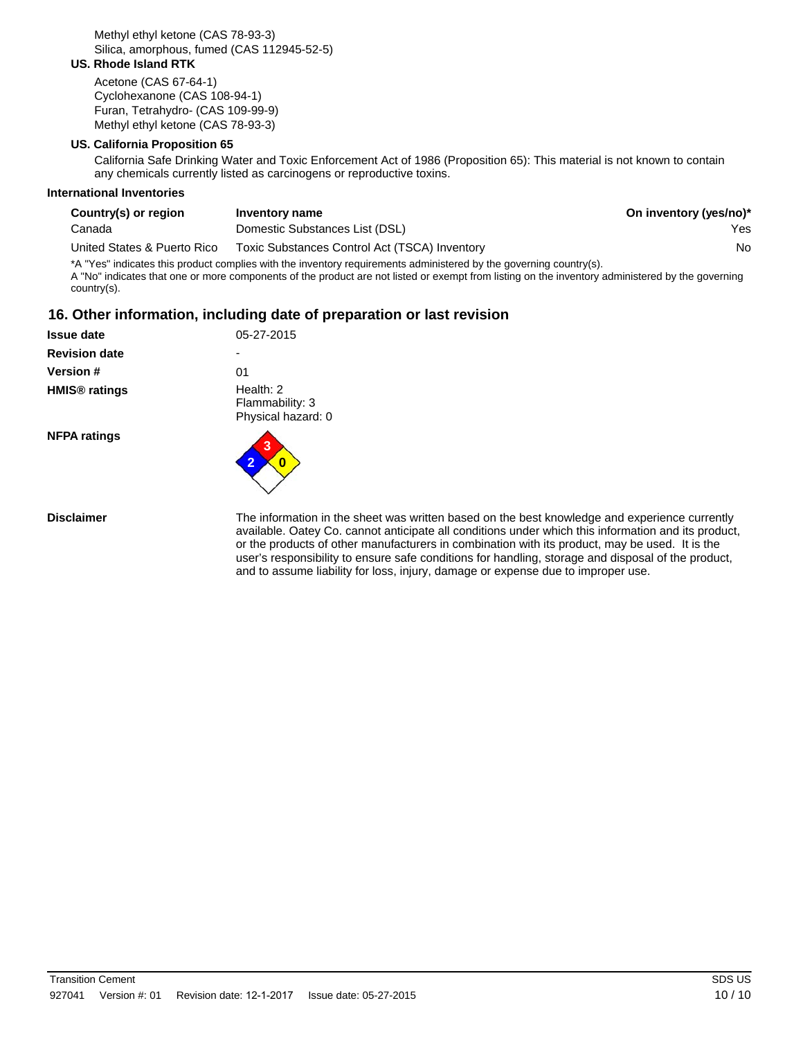Methyl ethyl ketone (CAS 78-93-3)
Silica, amorphous, fumed (CAS 112945-52-5)

**US. Rhode Island RTK**

Acetone (CAS 67-64-1)
Cyclohexanone (CAS 108-94-1)
Furan, Tetrahydro- (CAS 109-99-9)
Methyl ethyl ketone (CAS 78-93-3)

**US. California Proposition 65**

California Safe Drinking Water and Toxic Enforcement Act of 1986 (Proposition 65): This material is not known to contain any chemicals currently listed as carcinogens or reproductive toxins.

**International Inventories**

| Country(s) or region | Inventory name | On inventory (yes/no)* |
|---|---|---|
| Canada | Domestic Substances List (DSL) | Yes |
| United States & Puerto Rico | Toxic Substances Control Act (TSCA) Inventory | No |

*A "Yes" indicates this product complies with the inventory requirements administered by the governing country(s).
A "No" indicates that one or more components of the product are not listed or exempt from listing on the inventory administered by the governing country(s).

## 16. Other information, including date of preparation or last revision

**Issue date** 05-27-2015

**Revision date** -

**Version #** 01

**HMIS® ratings**
Health: 2
Flammability: 3
Physical hazard: 0

**NFPA ratings**
3
2 0

**Disclaimer**
The information in the sheet was written based on the best knowledge and experience currently available. Oatey Co. cannot anticipate all conditions under which this information and its product, or the products of other manufacturers in combination with its product, may be used. It is the user's responsibility to ensure safe conditions for handling, storage and disposal of the product, and to assume liability for loss, injury, damage or expense due to improper use.